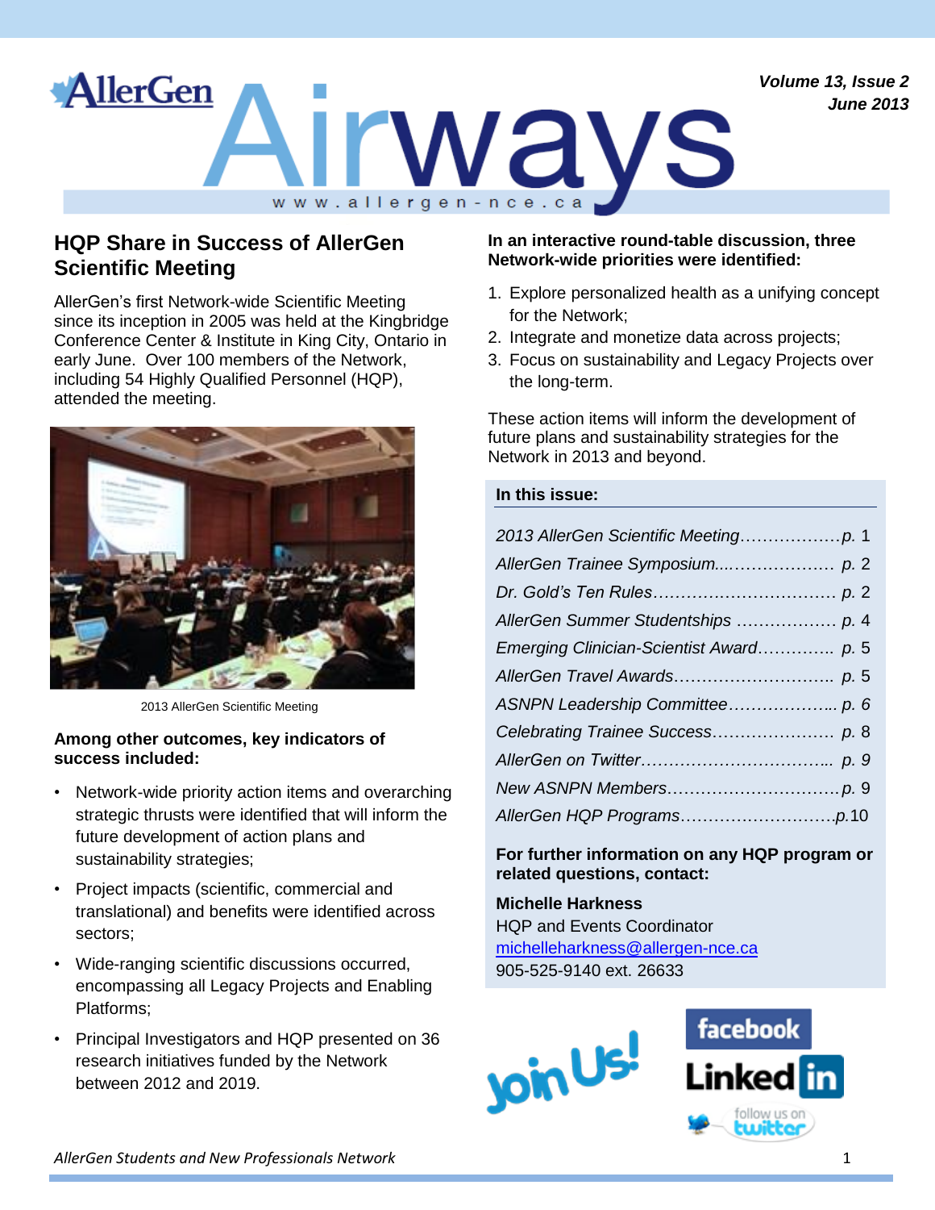# AllerGen Airways

www.allergen-nce.ca

*Volume 13, Issue 2*
*June 2013*

## HQP Share in Success of AllerGen Scientific Meeting

AllerGen's first Network-wide Scientific Meeting since its inception in 2005 was held at the Kingbridge Conference Center & Institute in King City, Ontario in early June. Over 100 members of the Network, including 54 Highly Qualified Personnel (HQP), attended the meeting.

2013 AllerGen Scientific Meeting

**Among other outcomes, key indicators of success included:**

- Network-wide priority action items and overarching strategic thrusts were identified that will inform the future development of action plans and sustainability strategies;
- Project impacts (scientific, commercial and translational) and benefits were identified across sectors;
- Wide-ranging scientific discussions occurred, encompassing all Legacy Projects and Enabling Platforms;
- Principal Investigators and HQP presented on 36 research initiatives funded by the Network between 2012 and 2019.

**In an interactive round-table discussion, three Network-wide priorities were identified:**

1. Explore personalized health as a unifying concept for the Network;
2. Integrate and monetize data across projects;
3. Focus on sustainability and Legacy Projects over the long-term.

These action items will inform the development of future plans and sustainability strategies for the Network in 2013 and beyond.

**In this issue:**

*2013 AllerGen Scientific Meeting*……………….*p.* 1
*AllerGen Trainee Symposium*...……………… *p.* 2
*Dr. Gold's Ten Rules*……………………………. *p.* 2
*AllerGen Summer Studentships* ……………… *p.* 4
*Emerging Clinician-Scientist Award*………….. *p.* 5
*AllerGen Travel Awards*……………………….. *p.* 5
*ASNPN Leadership Committee*………………... *p. 6*
*Celebrating Trainee Success*…………………. *p.* 8
*AllerGen on Twitter*…………………………….. *p. 9*
*New ASNPN Members*…………………………. *p.* 9
*AllerGen HQP Programs*……………………….*p.*10

**For further information on any HQP program or related questions, contact:**

**Michelle Harkness**
HQP and Events Coordinator
michelleharkness@allergen-nce.ca
905-525-9140 ext. 26633

Join Us! facebook LinkedIn follow us on twitter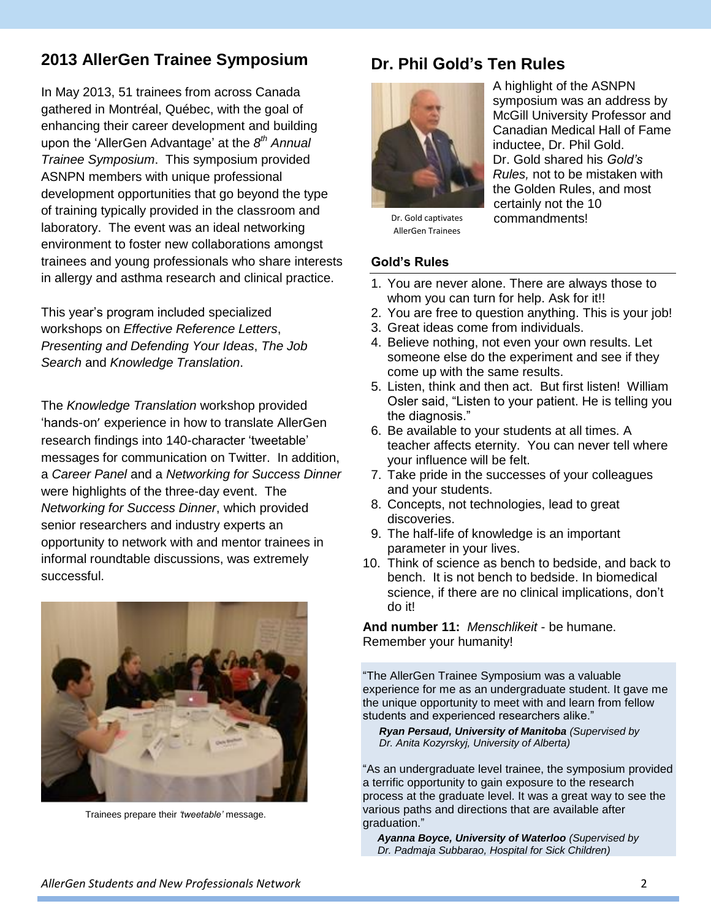## 2013 AllerGen Trainee Symposium

In May 2013, 51 trainees from across Canada gathered in Montréal, Québec, with the goal of enhancing their career development and building upon the 'AllerGen Advantage' at the *8th Annual Trainee Symposium*. This symposium provided ASNPN members with unique professional development opportunities that go beyond the type of training typically provided in the classroom and laboratory. The event was an ideal networking environment to foster new collaborations amongst trainees and young professionals who share interests in allergy and asthma research and clinical practice.

This year's program included specialized workshops on *Effective Reference Letters*, *Presenting and Defending Your Ideas*, *The Job Search* and *Knowledge Translation*.

The *Knowledge Translation* workshop provided 'hands-on' experience in how to translate AllerGen research findings into 140-character 'tweetable' messages for communication on Twitter. In addition, a *Career Panel* and a *Networking for Success Dinner* were highlights of the three-day event. The *Networking for Success Dinner*, which provided senior researchers and industry experts an opportunity to network with and mentor trainees in informal roundtable discussions, was extremely successful.

Trainees prepare their *'tweetable'* message.

## Dr. Phil Gold's Ten Rules

Dr. Gold captivates AllerGen Trainees

A highlight of the ASNPN symposium was an address by McGill University Professor and Canadian Medical Hall of Fame inductee, Dr. Phil Gold. Dr. Gold shared his *Gold's Rules,* not to be mistaken with the Golden Rules, and most certainly not the 10 commandments!

### Gold's Rules

1. You are never alone. There are always those to whom you can turn for help. Ask for it!!
2. You are free to question anything. This is your job!
3. Great ideas come from individuals.
4. Believe nothing, not even your own results. Let someone else do the experiment and see if they come up with the same results.
5. Listen, think and then act. But first listen! William Osler said, "Listen to your patient. He is telling you the diagnosis."
6. Be available to your students at all times. A teacher affects eternity. You can never tell where your influence will be felt.
7. Take pride in the successes of your colleagues and your students.
8. Concepts, not technologies, lead to great discoveries.
9. The half-life of knowledge is an important parameter in your lives.
10. Think of science as bench to bedside, and back to bench. It is not bench to bedside. In biomedical science, if there are no clinical implications, don't do it!

**And number 11:** *Menschlikeit* - be humane. Remember your humanity!

"The AllerGen Trainee Symposium was a valuable experience for me as an undergraduate student. It gave me the unique opportunity to meet with and learn from fellow students and experienced researchers alike."

***Ryan Persaud, University of Manitoba*** *(Supervised by Dr. Anita Kozyrskyj, University of Alberta)*

"As an undergraduate level trainee, the symposium provided a terrific opportunity to gain exposure to the research process at the graduate level. It was a great way to see the various paths and directions that are available after graduation."

***Ayanna Boyce, University of Waterloo*** *(Supervised by Dr. Padmaja Subbarao, Hospital for Sick Children)*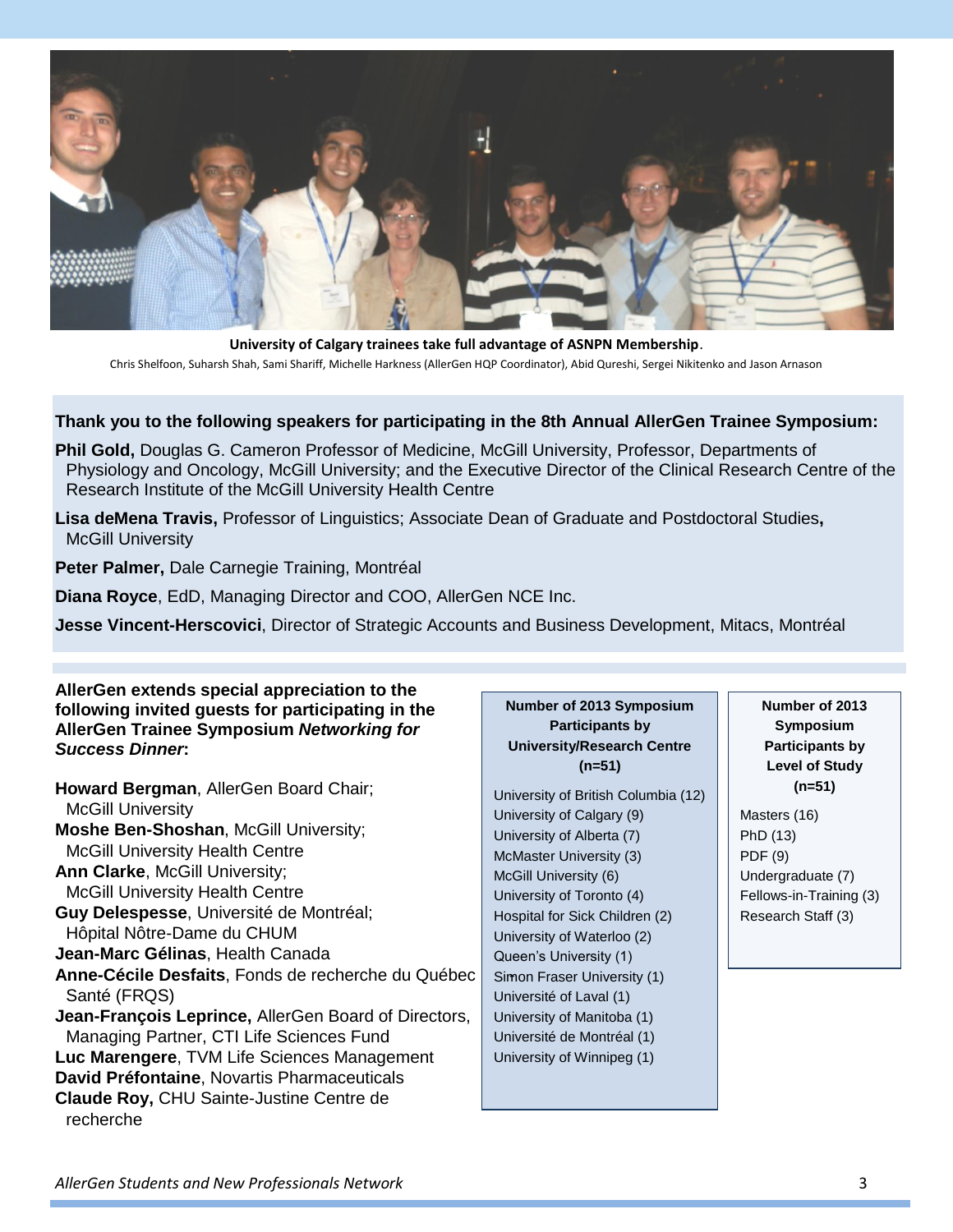**University of Calgary trainees take full advantage of ASNPN Membership**.

Chris Shelfoon, Suharsh Shah, Sami Shariff, Michelle Harkness (AllerGen HQP Coordinator), Abid Qureshi, Sergei Nikitenko and Jason Arnason

**Thank you to the following speakers for participating in the 8th Annual AllerGen Trainee Symposium:**

**Phil Gold,** Douglas G. Cameron Professor of Medicine, McGill University, Professor, Departments of Physiology and Oncology, McGill University; and the Executive Director of the Clinical Research Centre of the Research Institute of the McGill University Health Centre

**Lisa deMena Travis,** Professor of Linguistics; Associate Dean of Graduate and Postdoctoral Studies**,** McGill University

**Peter Palmer,** Dale Carnegie Training, Montréal

**Diana Royce**, EdD, Managing Director and COO, AllerGen NCE Inc.

**Jesse Vincent-Herscovici**, Director of Strategic Accounts and Business Development, Mitacs, Montréal

**AllerGen extends special appreciation to the following invited guests for participating in the AllerGen Trainee Symposium *Networking for Success Dinner*:**

**Howard Bergman**, AllerGen Board Chair; McGill University
**Moshe Ben-Shoshan**, McGill University; McGill University Health Centre
**Ann Clarke**, McGill University; McGill University Health Centre
**Guy Delespesse**, Université de Montréal; Hôpital Nôtre-Dame du CHUM
**Jean-Marc Gélinas**, Health Canada
**Anne-Cécile Desfaits**, Fonds de recherche du Québec Santé (FRQS)
**Jean-François Leprince,** AllerGen Board of Directors, Managing Partner, CTI Life Sciences Fund
**Luc Marengere**, TVM Life Sciences Management
**David Préfontaine**, Novartis Pharmaceuticals
**Claude Roy,** CHU Sainte-Justine Centre de recherche

**Number of 2013 Symposium Participants by University/Research Centre (n=51)**

- University of British Columbia (12)
- University of Calgary (9)
- University of Alberta (7)
- McMaster University (3)
- McGill University (6)
- University of Toronto (4)
- Hospital for Sick Children (2)
- University of Waterloo (2)
- Queen's University (1)
- Simon Fraser University (1)
- Université of Laval (1)
- University of Manitoba (1)
- Université de Montréal (1)
- University of Winnipeg (1)

**Number of 2013 Symposium Participants by Level of Study (n=51)**

- Masters (16)
- PhD (13)
- PDF (9)
- Undergraduate (7)
- Fellows-in-Training (3)
- Research Staff (3)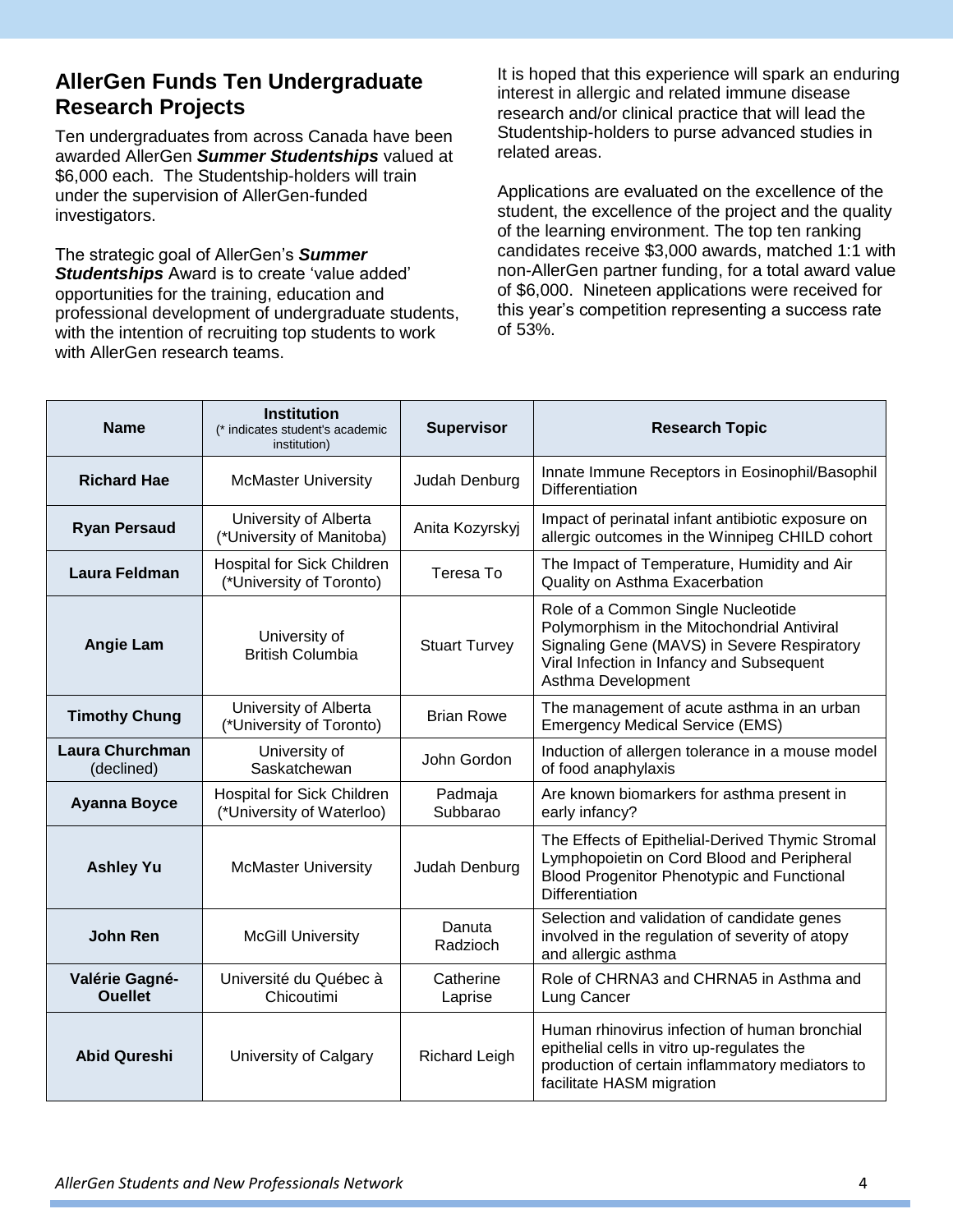## AllerGen Funds Ten Undergraduate Research Projects

Ten undergraduates from across Canada have been awarded AllerGen ***Summer Studentships*** valued at $6,000 each. The Studentship-holders will train under the supervision of AllerGen-funded investigators.

The strategic goal of AllerGen's ***Summer Studentships*** Award is to create 'value added' opportunities for the training, education and professional development of undergraduate students, with the intention of recruiting top students to work with AllerGen research teams.

It is hoped that this experience will spark an enduring interest in allergic and related immune disease research and/or clinical practice that will lead the Studentship-holders to purse advanced studies in related areas.

Applications are evaluated on the excellence of the student, the excellence of the project and the quality of the learning environment. The top ten ranking candidates receive $3,000 awards, matched 1:1 with non-AllerGen partner funding, for a total award value of $6,000. Nineteen applications were received for this year's competition representing a success rate of 53%.

| Name | Institution (* indicates student's academic institution) | Supervisor | Research Topic |
|---|---|---|---|
| **Richard Hae** | McMaster University | Judah Denburg | Innate Immune Receptors in Eosinophil/Basophil Differentiation |
| **Ryan Persaud** | University of Alberta (*University of Manitoba) | Anita Kozyrskyj | Impact of perinatal infant antibiotic exposure on allergic outcomes in the Winnipeg CHILD cohort |
| **Laura Feldman** | Hospital for Sick Children (*University of Toronto) | Teresa To | The Impact of Temperature, Humidity and Air Quality on Asthma Exacerbation |
| **Angie Lam** | University of British Columbia | Stuart Turvey | Role of a Common Single Nucleotide Polymorphism in the Mitochondrial Antiviral Signaling Gene (MAVS) in Severe Respiratory Viral Infection in Infancy and Subsequent Asthma Development |
| **Timothy Chung** | University of Alberta (*University of Toronto) | Brian Rowe | The management of acute asthma in an urban Emergency Medical Service (EMS) |
| **Laura Churchman** (declined) | University of Saskatchewan | John Gordon | Induction of allergen tolerance in a mouse model of food anaphylaxis |
| **Ayanna Boyce** | Hospital for Sick Children (*University of Waterloo) | Padmaja Subbarao | Are known biomarkers for asthma present in early infancy? |
| **Ashley Yu** | McMaster University | Judah Denburg | The Effects of Epithelial-Derived Thymic Stromal Lymphopoietin on Cord Blood and Peripheral Blood Progenitor Phenotypic and Functional Differentiation |
| **John Ren** | McGill University | Danuta Radzioch | Selection and validation of candidate genes involved in the regulation of severity of atopy and allergic asthma |
| **Valérie Gagné-Ouellet** | Université du Québec à Chicoutimi | Catherine Laprise | Role of CHRNA3 and CHRNA5 in Asthma and Lung Cancer |
| **Abid Qureshi** | University of Calgary | Richard Leigh | Human rhinovirus infection of human bronchial epithelial cells in vitro up-regulates the production of certain inflammatory mediators to facilitate HASM migration |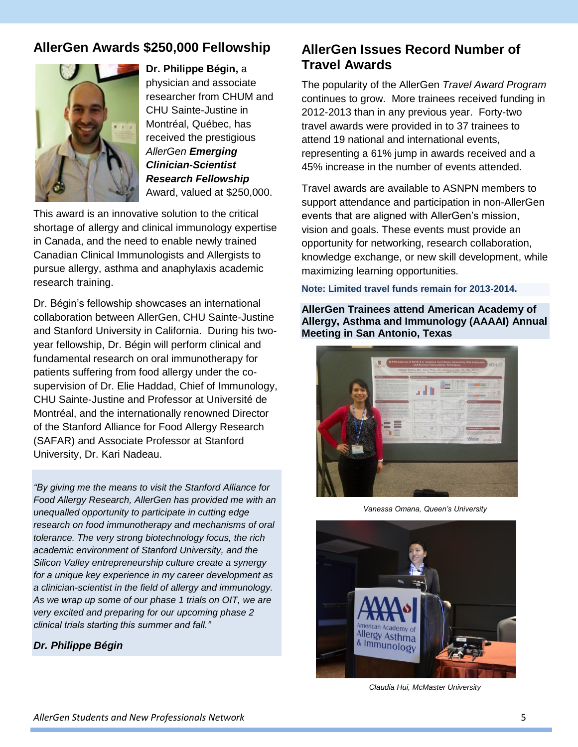## AllerGen Awards $250,000 Fellowship

**Dr. Philippe Bégin,** a physician and associate researcher from CHUM and CHU Sainte-Justine in Montréal, Québec, has received the prestigious *AllerGen* ***Emerging Clinician-Scientist Research Fellowship*** Award, valued at $250,000.

This award is an innovative solution to the critical shortage of allergy and clinical immunology expertise in Canada, and the need to enable newly trained Canadian Clinical Immunologists and Allergists to pursue allergy, asthma and anaphylaxis academic research training.

Dr. Bégin's fellowship showcases an international collaboration between AllerGen, CHU Sainte-Justine and Stanford University in California. During his two-year fellowship, Dr. Bégin will perform clinical and fundamental research on oral immunotherapy for patients suffering from food allergy under the co-supervision of Dr. Elie Haddad, Chief of Immunology, CHU Sainte-Justine and Professor at Université de Montréal, and the internationally renowned Director of the Stanford Alliance for Food Allergy Research (SAFAR) and Associate Professor at Stanford University, Dr. Kari Nadeau.

*"By giving me the means to visit the Stanford Alliance for Food Allergy Research, AllerGen has provided me with an unequalled opportunity to participate in cutting edge research on food immunotherapy and mechanisms of oral tolerance. The very strong biotechnology focus, the rich academic environment of Stanford University, and the Silicon Valley entrepreneurship culture create a synergy for a unique key experience in my career development as a clinician-scientist in the field of allergy and immunology. As we wrap up some of our phase 1 trials on OIT, we are very excited and preparing for our upcoming phase 2 clinical trials starting this summer and fall."*

***Dr. Philippe Bégin***

## AllerGen Issues Record Number of Travel Awards

The popularity of the AllerGen *Travel Award Program* continues to grow. More trainees received funding in 2012-2013 than in any previous year. Forty-two travel awards were provided in to 37 trainees to attend 19 national and international events, representing a 61% jump in awards received and a 45% increase in the number of events attended.

Travel awards are available to ASNPN members to support attendance and participation in non-AllerGen events that are aligned with AllerGen's mission, vision and goals. These events must provide an opportunity for networking, research collaboration, knowledge exchange, or new skill development, while maximizing learning opportunities.

**Note: Limited travel funds remain for 2013-2014.**

### AllerGen Trainees attend American Academy of Allergy, Asthma and Immunology (AAAAI) Annual Meeting in San Antonio, Texas

*Vanessa Omana, Queen's University*

*Claudia Hui, McMaster University*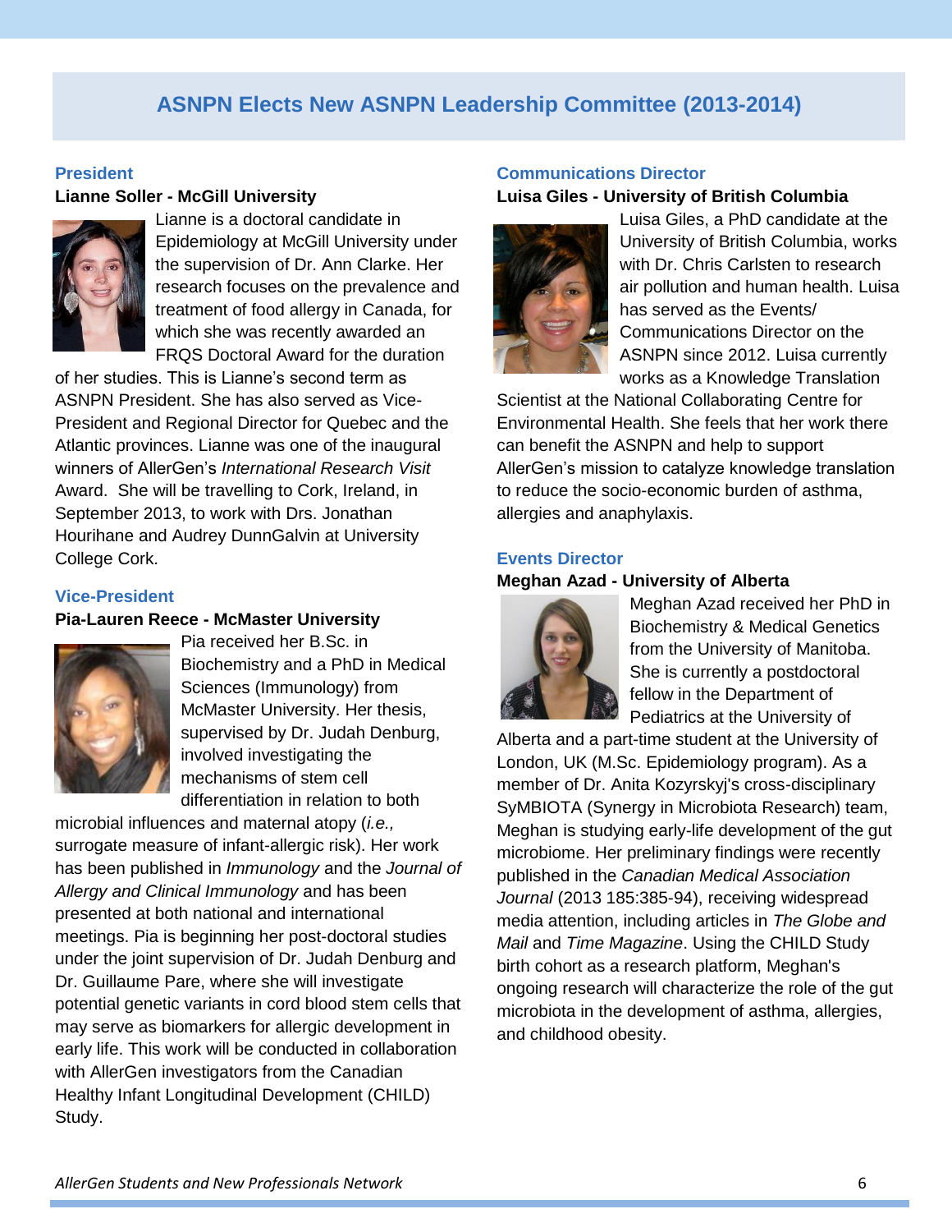# ASNPN Elects New ASNPN Leadership Committee (2013-2014)

## President

**Lianne Soller - McGill University**

Lianne is a doctoral candidate in Epidemiology at McGill University under the supervision of Dr. Ann Clarke. Her research focuses on the prevalence and treatment of food allergy in Canada, for which she was recently awarded an FRQS Doctoral Award for the duration of her studies. This is Lianne's second term as ASNPN President. She has also served as Vice-President and Regional Director for Quebec and the Atlantic provinces. Lianne was one of the inaugural winners of AllerGen's *International Research Visit* Award. She will be travelling to Cork, Ireland, in September 2013, to work with Drs. Jonathan Hourihane and Audrey DunnGalvin at University College Cork.

## Vice-President

**Pia-Lauren Reece - McMaster University**

Pia received her B.Sc. in Biochemistry and a PhD in Medical Sciences (Immunology) from McMaster University. Her thesis, supervised by Dr. Judah Denburg, involved investigating the mechanisms of stem cell differentiation in relation to both microbial influences and maternal atopy (*i.e.,* surrogate measure of infant-allergic risk). Her work has been published in *Immunology* and the *Journal of Allergy and Clinical Immunology* and has been presented at both national and international meetings. Pia is beginning her post-doctoral studies under the joint supervision of Dr. Judah Denburg and Dr. Guillaume Pare, where she will investigate potential genetic variants in cord blood stem cells that may serve as biomarkers for allergic development in early life. This work will be conducted in collaboration with AllerGen investigators from the Canadian Healthy Infant Longitudinal Development (CHILD) Study.

## Communications Director

**Luisa Giles - University of British Columbia**

Luisa Giles, a PhD candidate at the University of British Columbia, works with Dr. Chris Carlsten to research air pollution and human health. Luisa has served as the Events/ Communications Director on the ASNPN since 2012. Luisa currently works as a Knowledge Translation Scientist at the National Collaborating Centre for Environmental Health. She feels that her work there can benefit the ASNPN and help to support AllerGen's mission to catalyze knowledge translation to reduce the socio-economic burden of asthma, allergies and anaphylaxis.

## Events Director

**Meghan Azad - University of Alberta**

Meghan Azad received her PhD in Biochemistry & Medical Genetics from the University of Manitoba. She is currently a postdoctoral fellow in the Department of Pediatrics at the University of Alberta and a part-time student at the University of London, UK (M.Sc. Epidemiology program). As a member of Dr. Anita Kozyrskyj's cross-disciplinary SyMBIOTA (Synergy in Microbiota Research) team, Meghan is studying early-life development of the gut microbiome. Her preliminary findings were recently published in the *Canadian Medical Association Journal* (2013 185:385-94), receiving widespread media attention, including articles in *The Globe and Mail* and *Time Magazine*. Using the CHILD Study birth cohort as a research platform, Meghan's ongoing research will characterize the role of the gut microbiota in the development of asthma, allergies, and childhood obesity.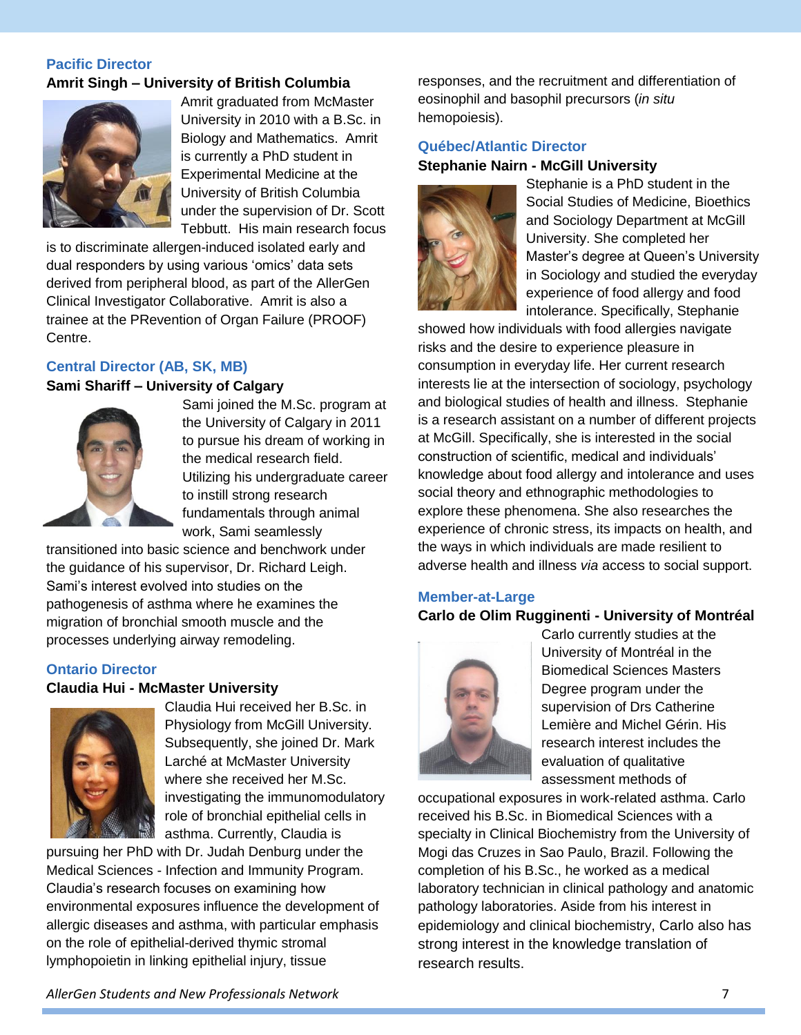## Pacific Director

### Amrit Singh – University of British Columbia

Amrit graduated from McMaster University in 2010 with a B.Sc. in Biology and Mathematics. Amrit is currently a PhD student in Experimental Medicine at the University of British Columbia under the supervision of Dr. Scott Tebbutt. His main research focus is to discriminate allergen-induced isolated early and dual responders by using various 'omics' data sets derived from peripheral blood, as part of the AllerGen Clinical Investigator Collaborative. Amrit is also a trainee at the PRevention of Organ Failure (PROOF) Centre.

## Central Director (AB, SK, MB)

### Sami Shariff – University of Calgary

Sami joined the M.Sc. program at the University of Calgary in 2011 to pursue his dream of working in the medical research field. Utilizing his undergraduate career to instill strong research fundamentals through animal work, Sami seamlessly transitioned into basic science and benchwork under the guidance of his supervisor, Dr. Richard Leigh. Sami's interest evolved into studies on the pathogenesis of asthma where he examines the migration of bronchial smooth muscle and the processes underlying airway remodeling.

## Ontario Director

### Claudia Hui - McMaster University

Claudia Hui received her B.Sc. in Physiology from McGill University. Subsequently, she joined Dr. Mark Larché at McMaster University where she received her M.Sc. investigating the immunomodulatory role of bronchial epithelial cells in asthma. Currently, Claudia is pursuing her PhD with Dr. Judah Denburg under the Medical Sciences - Infection and Immunity Program. Claudia's research focuses on examining how environmental exposures influence the development of allergic diseases and asthma, with particular emphasis on the role of epithelial-derived thymic stromal lymphopoietin in linking epithelial injury, tissue responses, and the recruitment and differentiation of eosinophil and basophil precursors (*in situ* hemopoiesis).

## Québec/Atlantic Director

### Stephanie Nairn - McGill University

Stephanie is a PhD student in the Social Studies of Medicine, Bioethics and Sociology Department at McGill University. She completed her Master's degree at Queen's University in Sociology and studied the everyday experience of food allergy and food intolerance. Specifically, Stephanie showed how individuals with food allergies navigate risks and the desire to experience pleasure in consumption in everyday life. Her current research interests lie at the intersection of sociology, psychology and biological studies of health and illness. Stephanie is a research assistant on a number of different projects at McGill. Specifically, she is interested in the social construction of scientific, medical and individuals' knowledge about food allergy and intolerance and uses social theory and ethnographic methodologies to explore these phenomena. She also researches the experience of chronic stress, its impacts on health, and the ways in which individuals are made resilient to adverse health and illness *via* access to social support.

## Member-at-Large

### Carlo de Olim Rugginenti - University of Montréal

Carlo currently studies at the University of Montréal in the Biomedical Sciences Masters Degree program under the supervision of Drs Catherine Lemière and Michel Gérin. His research interest includes the evaluation of qualitative assessment methods of occupational exposures in work-related asthma. Carlo received his B.Sc. in Biomedical Sciences with a specialty in Clinical Biochemistry from the University of Mogi das Cruzes in Sao Paulo, Brazil. Following the completion of his B.Sc., he worked as a medical laboratory technician in clinical pathology and anatomic pathology laboratories. Aside from his interest in epidemiology and clinical biochemistry, Carlo also has strong interest in the knowledge translation of research results.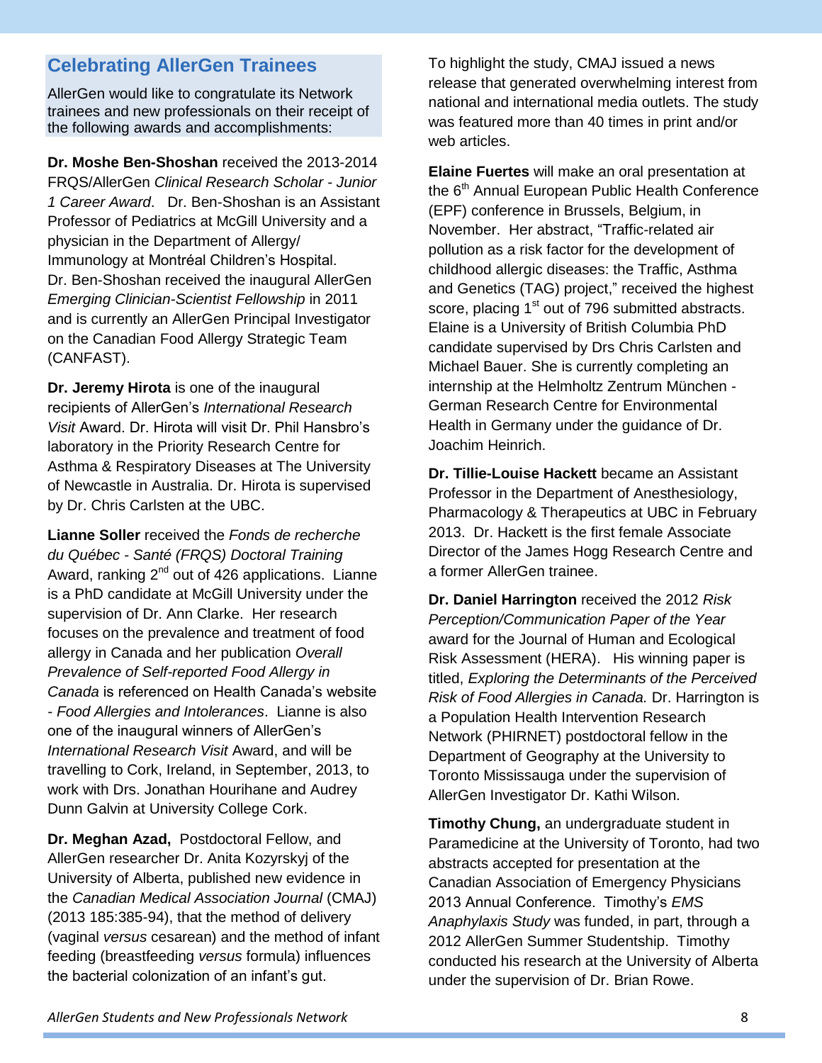## Celebrating AllerGen Trainees

AllerGen would like to congratulate its Network trainees and new professionals on their receipt of the following awards and accomplishments:

**Dr. Moshe Ben-Shoshan** received the 2013-2014 FRQS/AllerGen *Clinical Research Scholar - Junior 1 Career Award*. Dr. Ben-Shoshan is an Assistant Professor of Pediatrics at McGill University and a physician in the Department of Allergy/ Immunology at Montréal Children's Hospital. Dr. Ben-Shoshan received the inaugural AllerGen *Emerging Clinician-Scientist Fellowship* in 2011 and is currently an AllerGen Principal Investigator on the Canadian Food Allergy Strategic Team (CANFAST).

**Dr. Jeremy Hirota** is one of the inaugural recipients of AllerGen's *International Research Visit* Award. Dr. Hirota will visit Dr. Phil Hansbro's laboratory in the Priority Research Centre for Asthma & Respiratory Diseases at The University of Newcastle in Australia. Dr. Hirota is supervised by Dr. Chris Carlsten at the UBC.

**Lianne Soller** received the *Fonds de recherche du Québec - Santé (FRQS) Doctoral Training* Award, ranking 2nd out of 426 applications. Lianne is a PhD candidate at McGill University under the supervision of Dr. Ann Clarke. Her research focuses on the prevalence and treatment of food allergy in Canada and her publication *Overall Prevalence of Self-reported Food Allergy in Canada* is referenced on Health Canada's website - *Food Allergies and Intolerances*. Lianne is also one of the inaugural winners of AllerGen's *International Research Visit* Award, and will be travelling to Cork, Ireland, in September, 2013, to work with Drs. Jonathan Hourihane and Audrey Dunn Galvin at University College Cork.

**Dr. Meghan Azad,** Postdoctoral Fellow, and AllerGen researcher Dr. Anita Kozyrskyj of the University of Alberta, published new evidence in the *Canadian Medical Association Journal* (CMAJ) (2013 185:385-94), that the method of delivery (vaginal *versus* cesarean) and the method of infant feeding (breastfeeding *versus* formula) influences the bacterial colonization of an infant's gut.

To highlight the study, CMAJ issued a news release that generated overwhelming interest from national and international media outlets. The study was featured more than 40 times in print and/or web articles.

**Elaine Fuertes** will make an oral presentation at the 6th Annual European Public Health Conference (EPF) conference in Brussels, Belgium, in November. Her abstract, "Traffic-related air pollution as a risk factor for the development of childhood allergic diseases: the Traffic, Asthma and Genetics (TAG) project," received the highest score, placing 1st out of 796 submitted abstracts. Elaine is a University of British Columbia PhD candidate supervised by Drs Chris Carlsten and Michael Bauer. She is currently completing an internship at the Helmholtz Zentrum München - German Research Centre for Environmental Health in Germany under the guidance of Dr. Joachim Heinrich.

**Dr. Tillie-Louise Hackett** became an Assistant Professor in the Department of Anesthesiology, Pharmacology & Therapeutics at UBC in February 2013. Dr. Hackett is the first female Associate Director of the James Hogg Research Centre and a former AllerGen trainee.

**Dr. Daniel Harrington** received the 2012 *Risk Perception/Communication Paper of the Year* award for the Journal of Human and Ecological Risk Assessment (HERA). His winning paper is titled, *Exploring the Determinants of the Perceived Risk of Food Allergies in Canada.* Dr. Harrington is a Population Health Intervention Research Network (PHIRNET) postdoctoral fellow in the Department of Geography at the University to Toronto Mississauga under the supervision of AllerGen Investigator Dr. Kathi Wilson.

**Timothy Chung,** an undergraduate student in Paramedicine at the University of Toronto, had two abstracts accepted for presentation at the Canadian Association of Emergency Physicians 2013 Annual Conference. Timothy's *EMS Anaphylaxis Study* was funded, in part, through a 2012 AllerGen Summer Studentship. Timothy conducted his research at the University of Alberta under the supervision of Dr. Brian Rowe.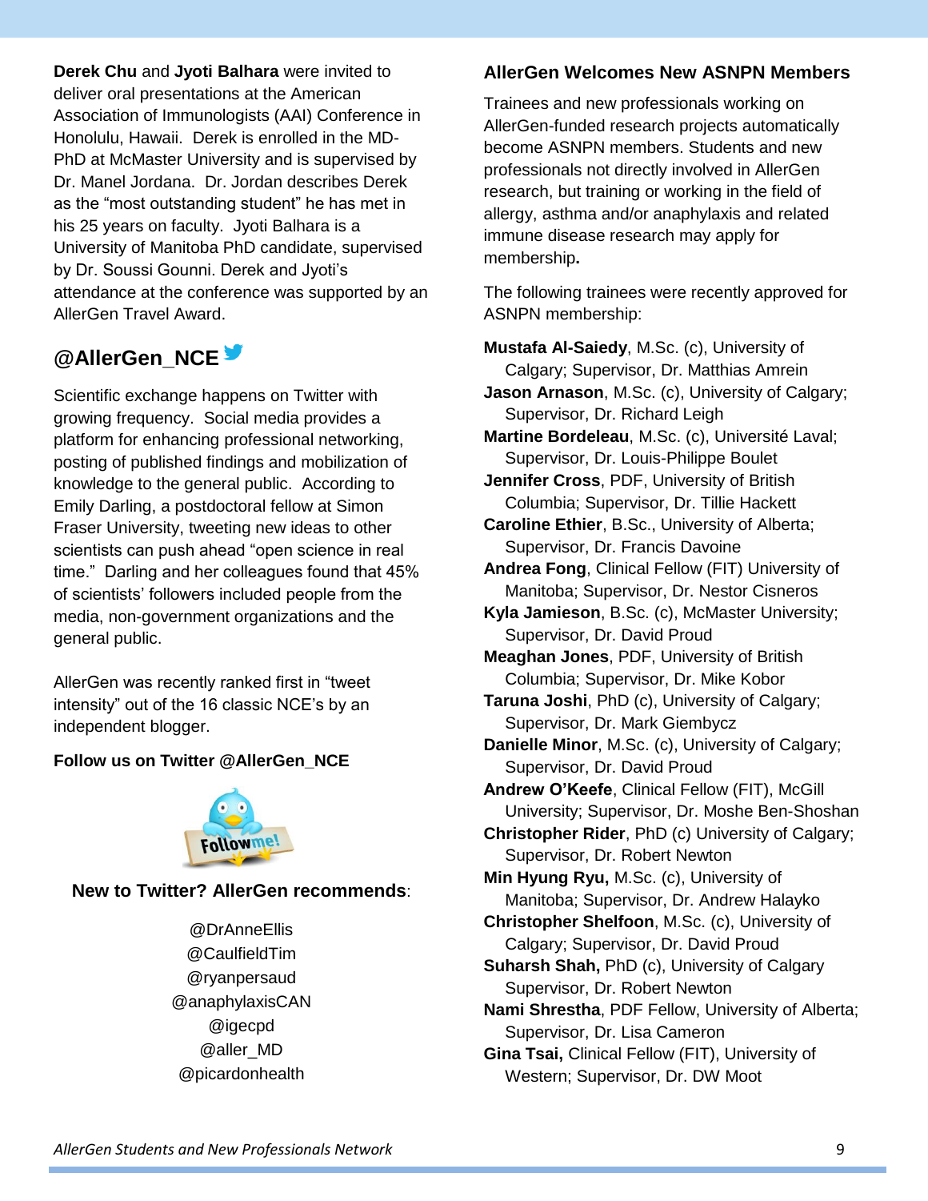**Derek Chu** and **Jyoti Balhara** were invited to deliver oral presentations at the American Association of Immunologists (AAI) Conference in Honolulu, Hawaii. Derek is enrolled in the MD-PhD at McMaster University and is supervised by Dr. Manel Jordana. Dr. Jordan describes Derek as the "most outstanding student" he has met in his 25 years on faculty. Jyoti Balhara is a University of Manitoba PhD candidate, supervised by Dr. Soussi Gounni. Derek and Jyoti's attendance at the conference was supported by an AllerGen Travel Award.

## @AllerGen_NCE

Scientific exchange happens on Twitter with growing frequency. Social media provides a platform for enhancing professional networking, posting of published findings and mobilization of knowledge to the general public. According to Emily Darling, a postdoctoral fellow at Simon Fraser University, tweeting new ideas to other scientists can push ahead "open science in real time." Darling and her colleagues found that 45% of scientists' followers included people from the media, non-government organizations and the general public.

AllerGen was recently ranked first in "tweet intensity" out of the 16 classic NCE's by an independent blogger.

**Follow us on Twitter @AllerGen_NCE**

**New to Twitter? AllerGen recommends**:

@DrAnneEllis
@CaulfieldTim
@ryanpersaud
@anaphylaxisCAN
@igecpd
@aller_MD
@picardonhealth

## AllerGen Welcomes New ASNPN Members

Trainees and new professionals working on AllerGen-funded research projects automatically become ASNPN members. Students and new professionals not directly involved in AllerGen research, but training or working in the field of allergy, asthma and/or anaphylaxis and related immune disease research may apply for membership**.**

The following trainees were recently approved for ASNPN membership:

**Mustafa Al-Saiedy**, M.Sc. (c), University of Calgary; Supervisor, Dr. Matthias Amrein
**Jason Arnason**, M.Sc. (c), University of Calgary; Supervisor, Dr. Richard Leigh
**Martine Bordeleau**, M.Sc. (c), Université Laval; Supervisor, Dr. Louis-Philippe Boulet
**Jennifer Cross**, PDF, University of British Columbia; Supervisor, Dr. Tillie Hackett
**Caroline Ethier**, B.Sc., University of Alberta; Supervisor, Dr. Francis Davoine
**Andrea Fong**, Clinical Fellow (FIT) University of Manitoba; Supervisor, Dr. Nestor Cisneros
**Kyla Jamieson**, B.Sc. (c), McMaster University; Supervisor, Dr. David Proud
**Meaghan Jones**, PDF, University of British Columbia; Supervisor, Dr. Mike Kobor
**Taruna Joshi**, PhD (c), University of Calgary; Supervisor, Dr. Mark Giembycz
**Danielle Minor**, M.Sc. (c), University of Calgary; Supervisor, Dr. David Proud
**Andrew O'Keefe**, Clinical Fellow (FIT), McGill University; Supervisor, Dr. Moshe Ben-Shoshan
**Christopher Rider**, PhD (c) University of Calgary; Supervisor, Dr. Robert Newton
**Min Hyung Ryu,** M.Sc. (c), University of Manitoba; Supervisor, Dr. Andrew Halayko
**Christopher Shelfoon**, M.Sc. (c), University of Calgary; Supervisor, Dr. David Proud
**Suharsh Shah,** PhD (c), University of Calgary Supervisor, Dr. Robert Newton
**Nami Shrestha**, PDF Fellow, University of Alberta; Supervisor, Dr. Lisa Cameron
**Gina Tsai,** Clinical Fellow (FIT), University of Western; Supervisor, Dr. DW Moot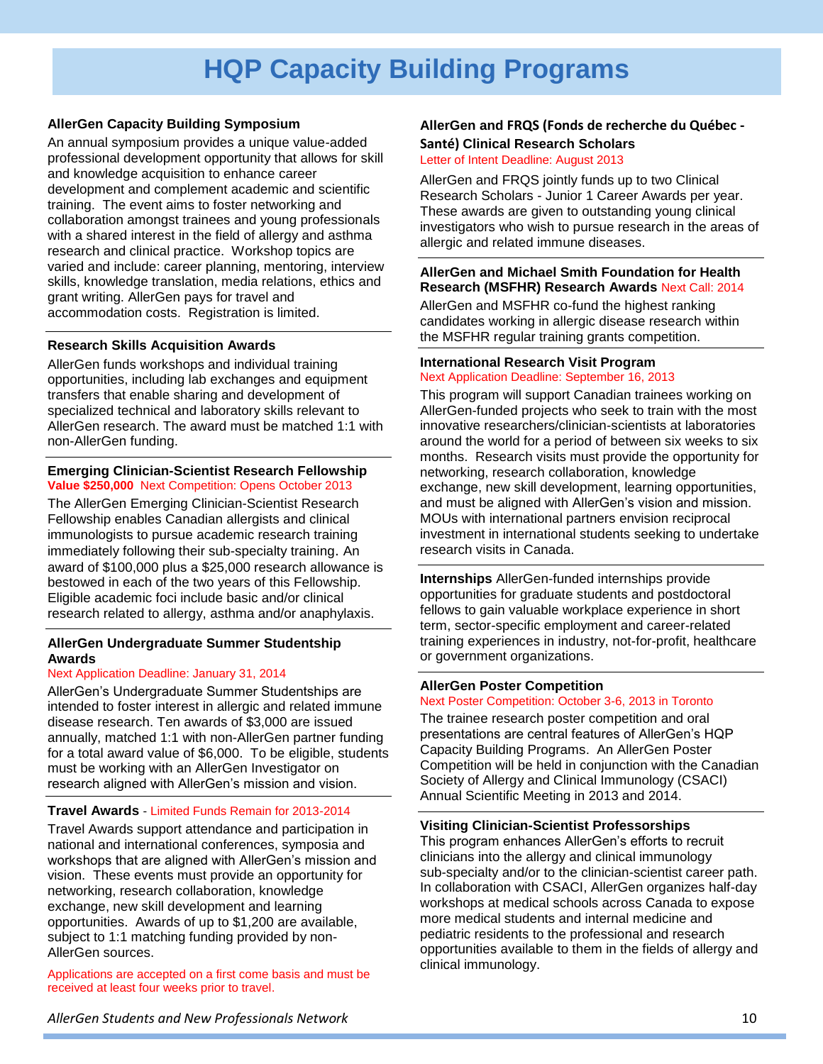# HQP Capacity Building Programs

### AllerGen Capacity Building Symposium

An annual symposium provides a unique value-added professional development opportunity that allows for skill and knowledge acquisition to enhance career development and complement academic and scientific training. The event aims to foster networking and collaboration amongst trainees and young professionals with a shared interest in the field of allergy and asthma research and clinical practice. Workshop topics are varied and include: career planning, mentoring, interview skills, knowledge translation, media relations, ethics and grant writing. AllerGen pays for travel and accommodation costs. Registration is limited.

---

### Research Skills Acquisition Awards

AllerGen funds workshops and individual training opportunities, including lab exchanges and equipment transfers that enable sharing and development of specialized technical and laboratory skills relevant to AllerGen research. The award must be matched 1:1 with non-AllerGen funding.

---

### Emerging Clinician-Scientist Research Fellowship

**Value $250,000** Next Competition: Opens October 2013

The AllerGen Emerging Clinician-Scientist Research Fellowship enables Canadian allergists and clinical immunologists to pursue academic research training immediately following their sub-specialty training. An award of $100,000 plus a $25,000 research allowance is bestowed in each of the two years of this Fellowship. Eligible academic foci include basic and/or clinical research related to allergy, asthma and/or anaphylaxis.

---

### AllerGen Undergraduate Summer Studentship Awards

Next Application Deadline: January 31, 2014

AllerGen's Undergraduate Summer Studentships are intended to foster interest in allergic and related immune disease research. Ten awards of $3,000 are issued annually, matched 1:1 with non-AllerGen partner funding for a total award value of $6,000. To be eligible, students must be working with an AllerGen Investigator on research aligned with AllerGen's mission and vision.

---

### Travel Awards - Limited Funds Remain for 2013-2014

Travel Awards support attendance and participation in national and international conferences, symposia and workshops that are aligned with AllerGen's mission and vision. These events must provide an opportunity for networking, research collaboration, knowledge exchange, new skill development and learning opportunities. Awards of up to $1,200 are available, subject to 1:1 matching funding provided by non-AllerGen sources.

Applications are accepted on a first come basis and must be received at least four weeks prior to travel.

---

### AllerGen and FRQS (Fonds de recherche du Québec - Santé) Clinical Research Scholars

Letter of Intent Deadline: August 2013

AllerGen and FRQS jointly funds up to two Clinical Research Scholars - Junior 1 Career Awards per year. These awards are given to outstanding young clinical investigators who wish to pursue research in the areas of allergic and related immune diseases.

---

### AllerGen and Michael Smith Foundation for Health Research (MSFHR) Research Awards

Next Call: 2014

AllerGen and MSFHR co-fund the highest ranking candidates working in allergic disease research within the MSFHR regular training grants competition.

---

### International Research Visit Program

Next Application Deadline: September 16, 2013

This program will support Canadian trainees working on AllerGen-funded projects who seek to train with the most innovative researchers/clinician-scientists at laboratories around the world for a period of between six weeks to six months. Research visits must provide the opportunity for networking, research collaboration, knowledge exchange, new skill development, learning opportunities, and must be aligned with AllerGen's vision and mission. MOUs with international partners envision reciprocal investment in international students seeking to undertake research visits in Canada.

---

**Internships** AllerGen-funded internships provide opportunities for graduate students and postdoctoral fellows to gain valuable workplace experience in short term, sector-specific employment and career-related training experiences in industry, not-for-profit, healthcare or government organizations.

---

### AllerGen Poster Competition

Next Poster Competition: October 3-6, 2013 in Toronto

The trainee research poster competition and oral presentations are central features of AllerGen's HQP Capacity Building Programs. An AllerGen Poster Competition will be held in conjunction with the Canadian Society of Allergy and Clinical Immunology (CSACI) Annual Scientific Meeting in 2013 and 2014.

---

### Visiting Clinician-Scientist Professorships

This program enhances AllerGen's efforts to recruit clinicians into the allergy and clinical immunology sub-specialty and/or to the clinician-scientist career path. In collaboration with CSACI, AllerGen organizes half-day workshops at medical schools across Canada to expose more medical students and internal medicine and pediatric residents to the professional and research opportunities available to them in the fields of allergy and clinical immunology.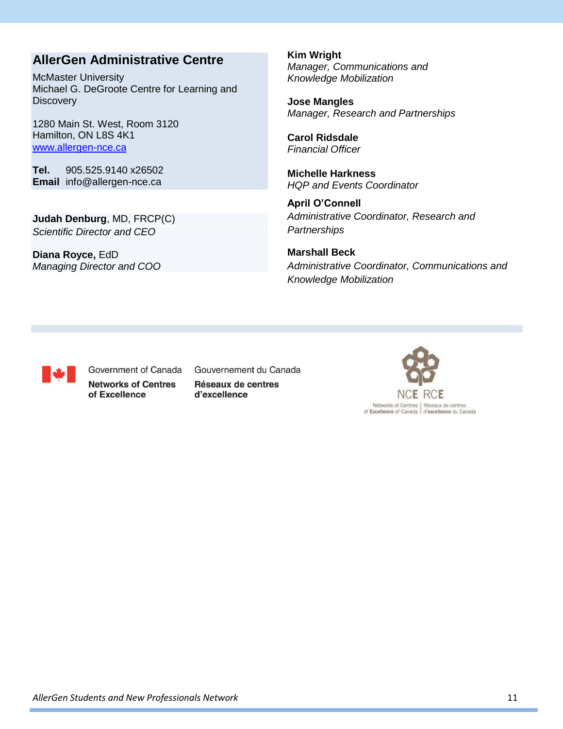## AllerGen Administrative Centre

McMaster University
Michael G. DeGroote Centre for Learning and Discovery

1280 Main St. West, Room 3120
Hamilton, ON L8S 4K1
[www.allergen-nce.ca](http://www.allergen-nce.ca)

**Tel.** 905.525.9140 x26502
**Email** info@allergen-nce.ca

**Judah Denburg**, MD, FRCP(C)
*Scientific Director and CEO*

**Diana Royce,** EdD
*Managing Director and COO*

**Kim Wright**
*Manager, Communications and Knowledge Mobilization*

**Jose Mangles**
*Manager, Research and Partnerships*

**Carol Ridsdale**
*Financial Officer*

**Michelle Harkness**
*HQP and Events Coordinator*

**April O'Connell**
*Administrative Coordinator, Research and Partnerships*

**Marshall Beck**
*Administrative Coordinator, Communications and Knowledge Mobilization*

Government of Canada Gouvernement du Canada
**Networks of Centres of Excellence** **Réseaux de centres d'excellence**

NCE RCE
Networks of Centres of Excellence of Canada | Réseaux de centres d'excellence du Canada